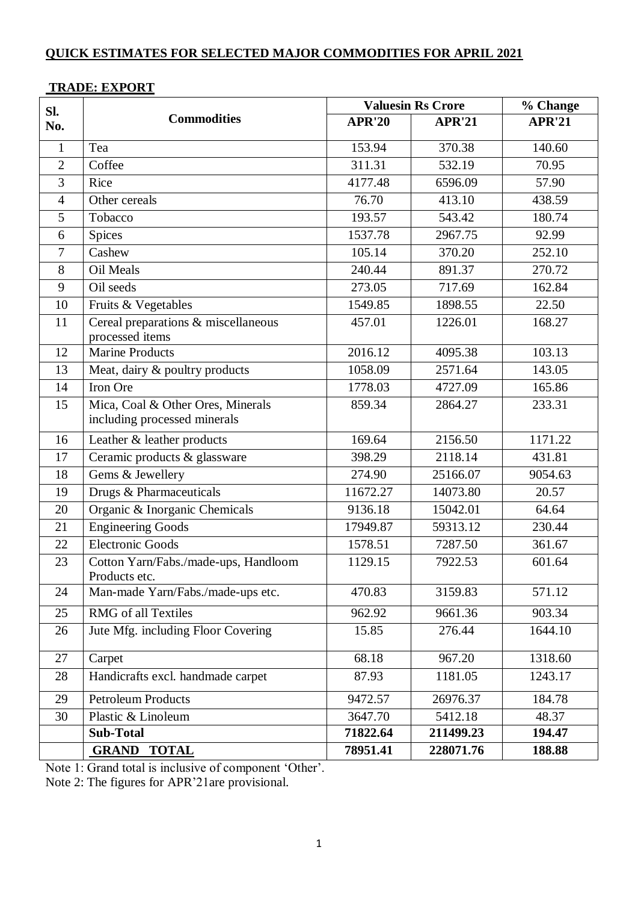## QUICK ESTIMATES FOR SELECTED MAJOR COMMODITIES FOR APRIL 2021

### TRADE: EXPORT

| Sl. No. | Commodities | Valuesin Rs Crore | | % Change |
|---|---|---|---|---|
| | | APR'20 | APR'21 | APR'21 |
| 1 | Tea | 153.94 | 370.38 | 140.60 |
| 2 | Coffee | 311.31 | 532.19 | 70.95 |
| 3 | Rice | 4177.48 | 6596.09 | 57.90 |
| 4 | Other cereals | 76.70 | 413.10 | 438.59 |
| 5 | Tobacco | 193.57 | 543.42 | 180.74 |
| 6 | Spices | 1537.78 | 2967.75 | 92.99 |
| 7 | Cashew | 105.14 | 370.20 | 252.10 |
| 8 | Oil Meals | 240.44 | 891.37 | 270.72 |
| 9 | Oil seeds | 273.05 | 717.69 | 162.84 |
| 10 | Fruits & Vegetables | 1549.85 | 1898.55 | 22.50 |
| 11 | Cereal preparations & miscellaneous processed items | 457.01 | 1226.01 | 168.27 |
| 12 | Marine Products | 2016.12 | 4095.38 | 103.13 |
| 13 | Meat, dairy & poultry products | 1058.09 | 2571.64 | 143.05 |
| 14 | Iron Ore | 1778.03 | 4727.09 | 165.86 |
| 15 | Mica, Coal & Other Ores, Minerals including processed minerals | 859.34 | 2864.27 | 233.31 |
| 16 | Leather & leather products | 169.64 | 2156.50 | 1171.22 |
| 17 | Ceramic products & glassware | 398.29 | 2118.14 | 431.81 |
| 18 | Gems & Jewellery | 274.90 | 25166.07 | 9054.63 |
| 19 | Drugs & Pharmaceuticals | 11672.27 | 14073.80 | 20.57 |
| 20 | Organic & Inorganic Chemicals | 9136.18 | 15042.01 | 64.64 |
| 21 | Engineering Goods | 17949.87 | 59313.12 | 230.44 |
| 22 | Electronic Goods | 1578.51 | 7287.50 | 361.67 |
| 23 | Cotton Yarn/Fabs./made-ups, Handloom Products etc. | 1129.15 | 7922.53 | 601.64 |
| 24 | Man-made Yarn/Fabs./made-ups etc. | 470.83 | 3159.83 | 571.12 |
| 25 | RMG of all Textiles | 962.92 | 9661.36 | 903.34 |
| 26 | Jute Mfg. including Floor Covering | 15.85 | 276.44 | 1644.10 |
| 27 | Carpet | 68.18 | 967.20 | 1318.60 |
| 28 | Handicrafts excl. handmade carpet | 87.93 | 1181.05 | 1243.17 |
| 29 | Petroleum Products | 9472.57 | 26976.37 | 184.78 |
| 30 | Plastic & Linoleum | 3647.70 | 5412.18 | 48.37 |
| | **Sub-Total** | **71822.64** | **211499.23** | **194.47** |
| | **GRAND TOTAL** | **78951.41** | **228071.76** | **188.88** |

Note 1: Grand total is inclusive of component 'Other'.

Note 2: The figures for APR'21are provisional.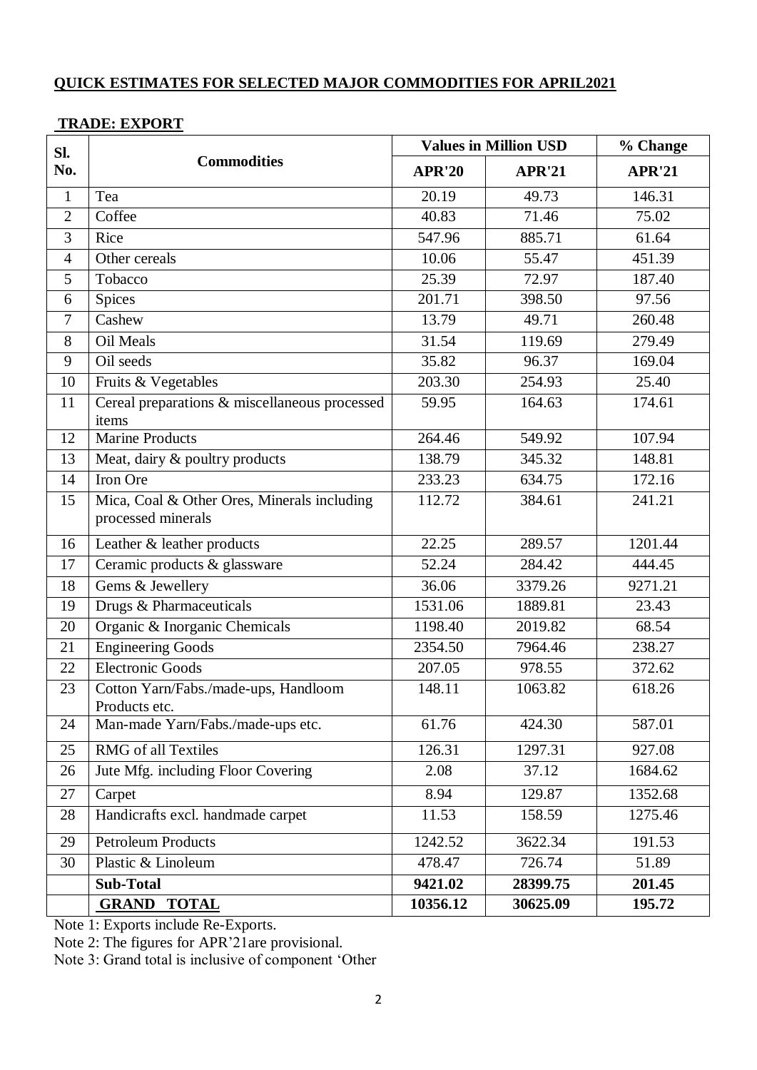**QUICK ESTIMATES FOR SELECTED MAJOR COMMODITIES FOR APRIL2021**

**TRADE: EXPORT**

| Sl. No. | Commodities | Values in Million USD | | % Change |
|---|---|---|---|---|
| | | **APR'20** | **APR'21** | **APR'21** |
| 1 | Tea | 20.19 | 49.73 | 146.31 |
| 2 | Coffee | 40.83 | 71.46 | 75.02 |
| 3 | Rice | 547.96 | 885.71 | 61.64 |
| 4 | Other cereals | 10.06 | 55.47 | 451.39 |
| 5 | Tobacco | 25.39 | 72.97 | 187.40 |
| 6 | Spices | 201.71 | 398.50 | 97.56 |
| 7 | Cashew | 13.79 | 49.71 | 260.48 |
| 8 | Oil Meals | 31.54 | 119.69 | 279.49 |
| 9 | Oil seeds | 35.82 | 96.37 | 169.04 |
| 10 | Fruits & Vegetables | 203.30 | 254.93 | 25.40 |
| 11 | Cereal preparations & miscellaneous processed items | 59.95 | 164.63 | 174.61 |
| 12 | Marine Products | 264.46 | 549.92 | 107.94 |
| 13 | Meat, dairy & poultry products | 138.79 | 345.32 | 148.81 |
| 14 | Iron Ore | 233.23 | 634.75 | 172.16 |
| 15 | Mica, Coal & Other Ores, Minerals including processed minerals | 112.72 | 384.61 | 241.21 |
| 16 | Leather & leather products | 22.25 | 289.57 | 1201.44 |
| 17 | Ceramic products & glassware | 52.24 | 284.42 | 444.45 |
| 18 | Gems & Jewellery | 36.06 | 3379.26 | 9271.21 |
| 19 | Drugs & Pharmaceuticals | 1531.06 | 1889.81 | 23.43 |
| 20 | Organic & Inorganic Chemicals | 1198.40 | 2019.82 | 68.54 |
| 21 | Engineering Goods | 2354.50 | 7964.46 | 238.27 |
| 22 | Electronic Goods | 207.05 | 978.55 | 372.62 |
| 23 | Cotton Yarn/Fabs./made-ups, Handloom Products etc. | 148.11 | 1063.82 | 618.26 |
| 24 | Man-made Yarn/Fabs./made-ups etc. | 61.76 | 424.30 | 587.01 |
| 25 | RMG of all Textiles | 126.31 | 1297.31 | 927.08 |
| 26 | Jute Mfg. including Floor Covering | 2.08 | 37.12 | 1684.62 |
| 27 | Carpet | 8.94 | 129.87 | 1352.68 |
| 28 | Handicrafts excl. handmade carpet | 11.53 | 158.59 | 1275.46 |
| 29 | Petroleum Products | 1242.52 | 3622.34 | 191.53 |
| 30 | Plastic & Linoleum | 478.47 | 726.74 | 51.89 |
| | **Sub-Total** | **9421.02** | **28399.75** | **201.45** |
| | **GRAND TOTAL** | **10356.12** | **30625.09** | **195.72** |

Note 1: Exports include Re-Exports.

Note 2: The figures for APR'21are provisional.

Note 3: Grand total is inclusive of component 'Other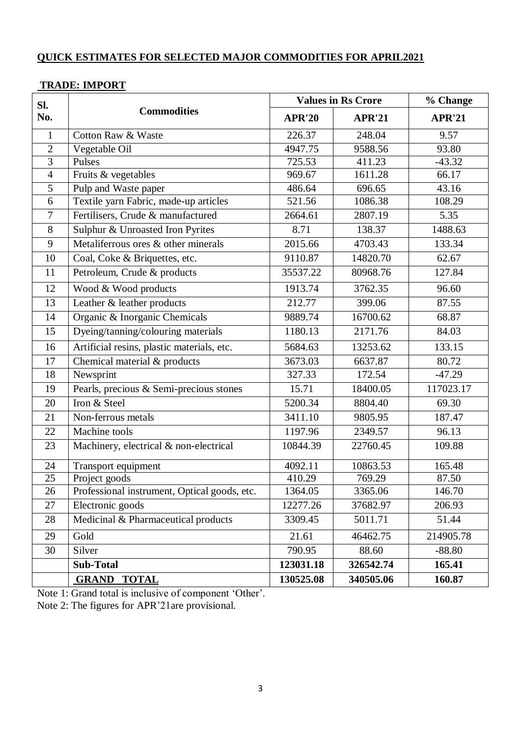**QUICK ESTIMATES FOR SELECTED MAJOR COMMODITIES FOR APRIL2021**

**TRADE: IMPORT**

| Sl. No. | Commodities | Values in Rs Crore | | % Change |
|---|---|---|---|---|
| | | **APR'20** | **APR'21** | **APR'21** |
| 1 | Cotton Raw & Waste | 226.37 | 248.04 | 9.57 |
| 2 | Vegetable Oil | 4947.75 | 9588.56 | 93.80 |
| 3 | Pulses | 725.53 | 411.23 | -43.32 |
| 4 | Fruits & vegetables | 969.67 | 1611.28 | 66.17 |
| 5 | Pulp and Waste paper | 486.64 | 696.65 | 43.16 |
| 6 | Textile yarn Fabric, made-up articles | 521.56 | 1086.38 | 108.29 |
| 7 | Fertilisers, Crude & manufactured | 2664.61 | 2807.19 | 5.35 |
| 8 | Sulphur & Unroasted Iron Pyrites | 8.71 | 138.37 | 1488.63 |
| 9 | Metaliferrous ores & other minerals | 2015.66 | 4703.43 | 133.34 |
| 10 | Coal, Coke & Briquettes, etc. | 9110.87 | 14820.70 | 62.67 |
| 11 | Petroleum, Crude & products | 35537.22 | 80968.76 | 127.84 |
| 12 | Wood & Wood products | 1913.74 | 3762.35 | 96.60 |
| 13 | Leather & leather products | 212.77 | 399.06 | 87.55 |
| 14 | Organic & Inorganic Chemicals | 9889.74 | 16700.62 | 68.87 |
| 15 | Dyeing/tanning/colouring materials | 1180.13 | 2171.76 | 84.03 |
| 16 | Artificial resins, plastic materials, etc. | 5684.63 | 13253.62 | 133.15 |
| 17 | Chemical material & products | 3673.03 | 6637.87 | 80.72 |
| 18 | Newsprint | 327.33 | 172.54 | -47.29 |
| 19 | Pearls, precious & Semi-precious stones | 15.71 | 18400.05 | 117023.17 |
| 20 | Iron & Steel | 5200.34 | 8804.40 | 69.30 |
| 21 | Non-ferrous metals | 3411.10 | 9805.95 | 187.47 |
| 22 | Machine tools | 1197.96 | 2349.57 | 96.13 |
| 23 | Machinery, electrical & non-electrical | 10844.39 | 22760.45 | 109.88 |
| 24 | Transport equipment | 4092.11 | 10863.53 | 165.48 |
| 25 | Project goods | 410.29 | 769.29 | 87.50 |
| 26 | Professional instrument, Optical goods, etc. | 1364.05 | 3365.06 | 146.70 |
| 27 | Electronic goods | 12277.26 | 37682.97 | 206.93 |
| 28 | Medicinal & Pharmaceutical products | 3309.45 | 5011.71 | 51.44 |
| 29 | Gold | 21.61 | 46462.75 | 214905.78 |
| 30 | Silver | 790.95 | 88.60 | -88.80 |
| | **Sub-Total** | **123031.18** | **326542.74** | **165.41** |
| | **GRAND TOTAL** | **130525.08** | **340505.06** | **160.87** |

Note 1: Grand total is inclusive of component 'Other'.

Note 2: The figures for APR'21are provisional.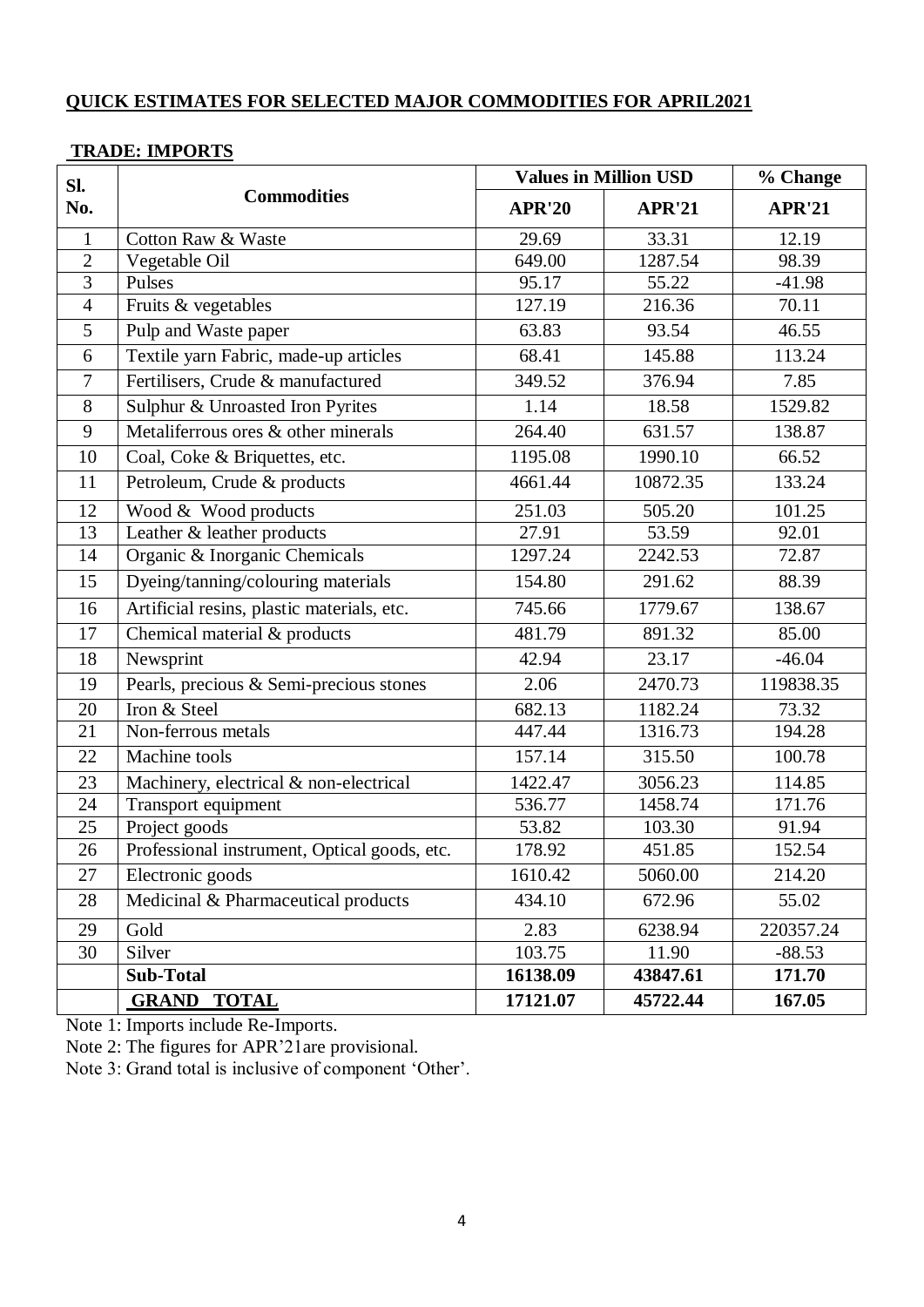**QUICK ESTIMATES FOR SELECTED MAJOR COMMODITIES FOR APRIL2021**

**TRADE: IMPORTS**

| Sl. No. | Commodities | Values in Million USD | | % Change |
|---|---|---|---|---|
| | | **APR'20** | **APR'21** | **APR'21** |
| 1 | Cotton Raw & Waste | 29.69 | 33.31 | 12.19 |
| 2 | Vegetable Oil | 649.00 | 1287.54 | 98.39 |
| 3 | Pulses | 95.17 | 55.22 | -41.98 |
| 4 | Fruits & vegetables | 127.19 | 216.36 | 70.11 |
| 5 | Pulp and Waste paper | 63.83 | 93.54 | 46.55 |
| 6 | Textile yarn Fabric, made-up articles | 68.41 | 145.88 | 113.24 |
| 7 | Fertilisers, Crude & manufactured | 349.52 | 376.94 | 7.85 |
| 8 | Sulphur & Unroasted Iron Pyrites | 1.14 | 18.58 | 1529.82 |
| 9 | Metaliferrous ores & other minerals | 264.40 | 631.57 | 138.87 |
| 10 | Coal, Coke & Briquettes, etc. | 1195.08 | 1990.10 | 66.52 |
| 11 | Petroleum, Crude & products | 4661.44 | 10872.35 | 133.24 |
| 12 | Wood & Wood products | 251.03 | 505.20 | 101.25 |
| 13 | Leather & leather products | 27.91 | 53.59 | 92.01 |
| 14 | Organic & Inorganic Chemicals | 1297.24 | 2242.53 | 72.87 |
| 15 | Dyeing/tanning/colouring materials | 154.80 | 291.62 | 88.39 |
| 16 | Artificial resins, plastic materials, etc. | 745.66 | 1779.67 | 138.67 |
| 17 | Chemical material & products | 481.79 | 891.32 | 85.00 |
| 18 | Newsprint | 42.94 | 23.17 | -46.04 |
| 19 | Pearls, precious & Semi-precious stones | 2.06 | 2470.73 | 119838.35 |
| 20 | Iron & Steel | 682.13 | 1182.24 | 73.32 |
| 21 | Non-ferrous metals | 447.44 | 1316.73 | 194.28 |
| 22 | Machine tools | 157.14 | 315.50 | 100.78 |
| 23 | Machinery, electrical & non-electrical | 1422.47 | 3056.23 | 114.85 |
| 24 | Transport equipment | 536.77 | 1458.74 | 171.76 |
| 25 | Project goods | 53.82 | 103.30 | 91.94 |
| 26 | Professional instrument, Optical goods, etc. | 178.92 | 451.85 | 152.54 |
| 27 | Electronic goods | 1610.42 | 5060.00 | 214.20 |
| 28 | Medicinal & Pharmaceutical products | 434.10 | 672.96 | 55.02 |
| 29 | Gold | 2.83 | 6238.94 | 220357.24 |
| 30 | Silver | 103.75 | 11.90 | -88.53 |
| | **Sub-Total** | **16138.09** | **43847.61** | **171.70** |
| | **GRAND TOTAL** | **17121.07** | **45722.44** | **167.05** |

Note 1: Imports include Re-Imports.

Note 2: The figures for APR'21are provisional.

Note 3: Grand total is inclusive of component 'Other'.